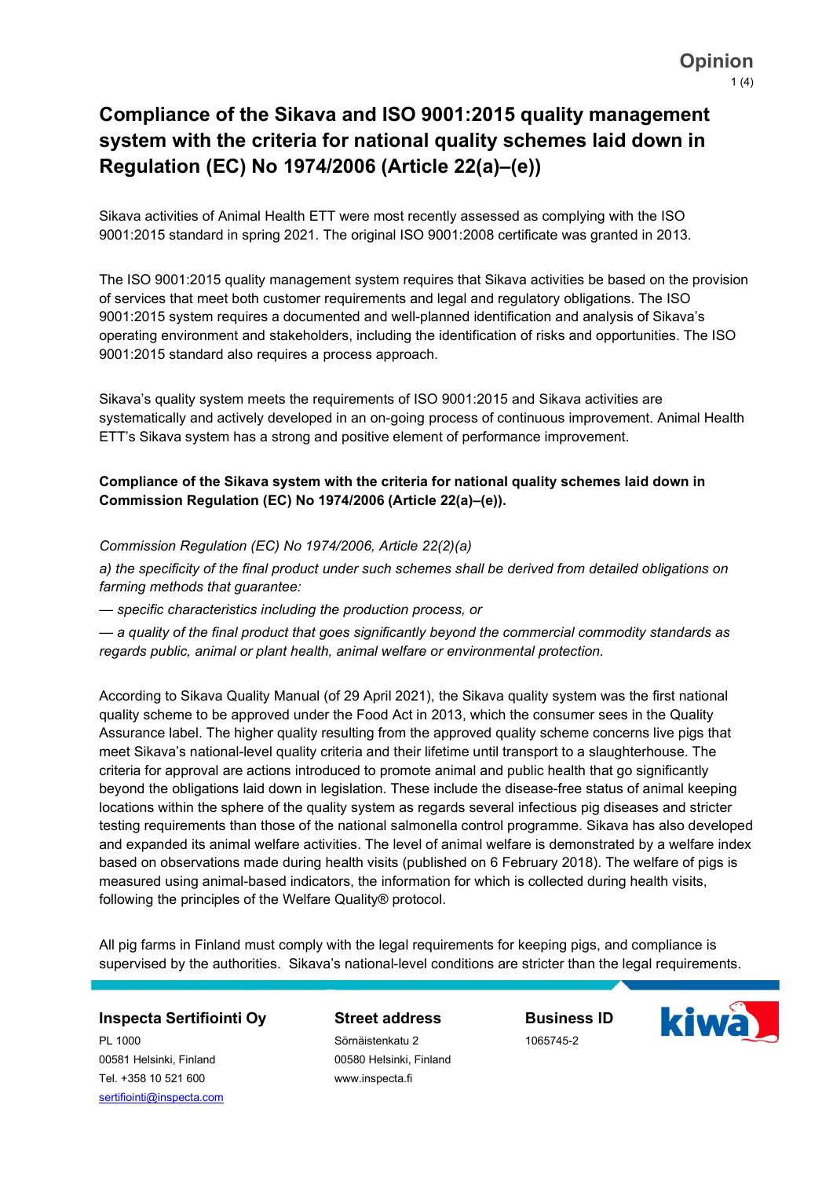**Opinion**

# Compliance of the Sikava and ISO 9001:2015 quality management system with the criteria for national quality schemes laid down in Regulation (EC) No 1974/2006 (Article 22(a)–(e))

Sikava activities of Animal Health ETT were most recently assessed as complying with the ISO 9001:2015 standard in spring 2021. The original ISO 9001:2008 certificate was granted in 2013.

The ISO 9001:2015 quality management system requires that Sikava activities be based on the provision of services that meet both customer requirements and legal and regulatory obligations. The ISO 9001:2015 system requires a documented and well-planned identification and analysis of Sikava's operating environment and stakeholders, including the identification of risks and opportunities. The ISO 9001:2015 standard also requires a process approach.

Sikava's quality system meets the requirements of ISO 9001:2015 and Sikava activities are systematically and actively developed in an on-going process of continuous improvement. Animal Health ETT's Sikava system has a strong and positive element of performance improvement.

**Compliance of the Sikava system with the criteria for national quality schemes laid down in Commission Regulation (EC) No 1974/2006 (Article 22(a)–(e)).**

*Commission Regulation (EC) No 1974/2006, Article 22(2)(a)*

*a) the specificity of the final product under such schemes shall be derived from detailed obligations on farming methods that guarantee:*

*— specific characteristics including the production process, or*

*— a quality of the final product that goes significantly beyond the commercial commodity standards as regards public, animal or plant health, animal welfare or environmental protection.*

According to Sikava Quality Manual (of 29 April 2021), the Sikava quality system was the first national quality scheme to be approved under the Food Act in 2013, which the consumer sees in the Quality Assurance label. The higher quality resulting from the approved quality scheme concerns live pigs that meet Sikava's national-level quality criteria and their lifetime until transport to a slaughterhouse. The criteria for approval are actions introduced to promote animal and public health that go significantly beyond the obligations laid down in legislation. These include the disease-free status of animal keeping locations within the sphere of the quality system as regards several infectious pig diseases and stricter testing requirements than those of the national salmonella control programme. Sikava has also developed and expanded its animal welfare activities. The level of animal welfare is demonstrated by a welfare index based on observations made during health visits (published on 6 February 2018). The welfare of pigs is measured using animal-based indicators, the information for which is collected during health visits, following the principles of the Welfare Quality® protocol.

All pig farms in Finland must comply with the legal requirements for keeping pigs, and compliance is supervised by the authorities. Sikava's national-level conditions are stricter than the legal requirements.

**Inspecta Sertifiointi Oy**
PL 1000
00581 Helsinki, Finland
Tel. +358 10 521 600
sertifiointi@inspecta.com

**Street address**
Sörnäistenkatu 2
00580 Helsinki, Finland
www.inspecta.fi

**Business ID**
1065745-2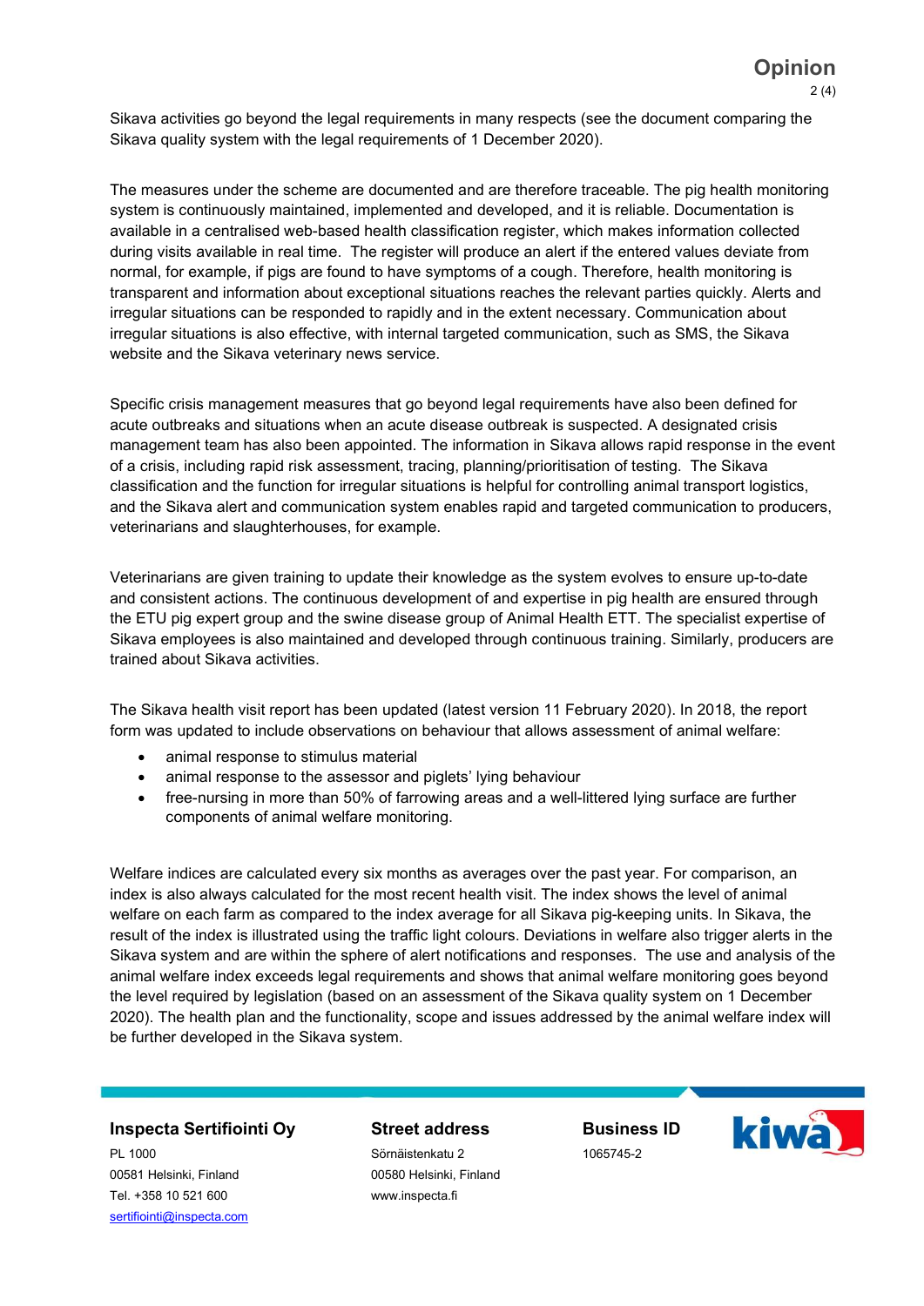Sikava activities go beyond the legal requirements in many respects (see the document comparing the Sikava quality system with the legal requirements of 1 December 2020).

The measures under the scheme are documented and are therefore traceable. The pig health monitoring system is continuously maintained, implemented and developed, and it is reliable. Documentation is available in a centralised web-based health classification register, which makes information collected during visits available in real time. The register will produce an alert if the entered values deviate from normal, for example, if pigs are found to have symptoms of a cough. Therefore, health monitoring is transparent and information about exceptional situations reaches the relevant parties quickly. Alerts and irregular situations can be responded to rapidly and in the extent necessary. Communication about irregular situations is also effective, with internal targeted communication, such as SMS, the Sikava website and the Sikava veterinary news service.

Specific crisis management measures that go beyond legal requirements have also been defined for acute outbreaks and situations when an acute disease outbreak is suspected. A designated crisis management team has also been appointed. The information in Sikava allows rapid response in the event of a crisis, including rapid risk assessment, tracing, planning/prioritisation of testing. The Sikava classification and the function for irregular situations is helpful for controlling animal transport logistics, and the Sikava alert and communication system enables rapid and targeted communication to producers, veterinarians and slaughterhouses, for example.

Veterinarians are given training to update their knowledge as the system evolves to ensure up-to-date and consistent actions. The continuous development of and expertise in pig health are ensured through the ETU pig expert group and the swine disease group of Animal Health ETT. The specialist expertise of Sikava employees is also maintained and developed through continuous training. Similarly, producers are trained about Sikava activities.

The Sikava health visit report has been updated (latest version 11 February 2020). In 2018, the report form was updated to include observations on behaviour that allows assessment of animal welfare:

- animal response to stimulus material
- animal response to the assessor and piglets' lying behaviour
- free-nursing in more than 50% of farrowing areas and a well-littered lying surface are further components of animal welfare monitoring.

Welfare indices are calculated every six months as averages over the past year. For comparison, an index is also always calculated for the most recent health visit. The index shows the level of animal welfare on each farm as compared to the index average for all Sikava pig-keeping units. In Sikava, the result of the index is illustrated using the traffic light colours. Deviations in welfare also trigger alerts in the Sikava system and are within the sphere of alert notifications and responses. The use and analysis of the animal welfare index exceeds legal requirements and shows that animal welfare monitoring goes beyond the level required by legislation (based on an assessment of the Sikava quality system on 1 December 2020). The health plan and the functionality, scope and issues addressed by the animal welfare index will be further developed in the Sikava system.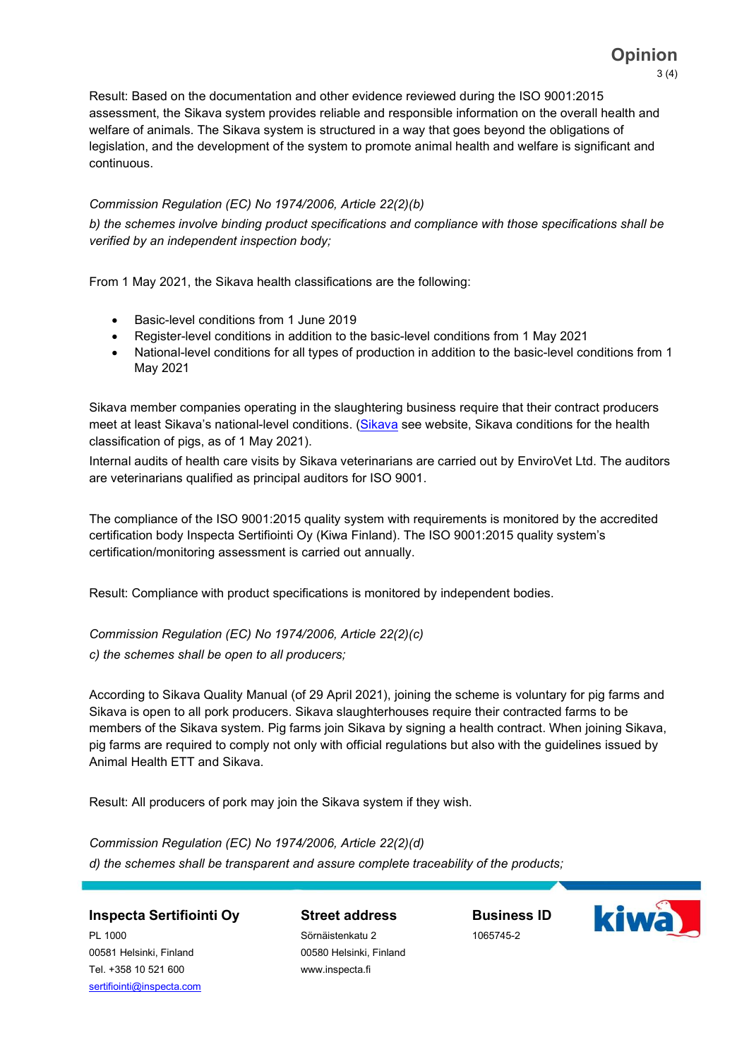Result: Based on the documentation and other evidence reviewed during the ISO 9001:2015 assessment, the Sikava system provides reliable and responsible information on the overall health and welfare of animals. The Sikava system is structured in a way that goes beyond the obligations of legislation, and the development of the system to promote animal health and welfare is significant and continuous.

*Commission Regulation (EC) No 1974/2006, Article 22(2)(b)*

*b) the schemes involve binding product specifications and compliance with those specifications shall be verified by an independent inspection body;*

From 1 May 2021, the Sikava health classifications are the following:

- Basic-level conditions from 1 June 2019
- Register-level conditions in addition to the basic-level conditions from 1 May 2021
- National-level conditions for all types of production in addition to the basic-level conditions from 1 May 2021

Sikava member companies operating in the slaughtering business require that their contract producers meet at least Sikava's national-level conditions. (Sikava see website, Sikava conditions for the health classification of pigs, as of 1 May 2021).

Internal audits of health care visits by Sikava veterinarians are carried out by EnviroVet Ltd. The auditors are veterinarians qualified as principal auditors for ISO 9001.

The compliance of the ISO 9001:2015 quality system with requirements is monitored by the accredited certification body Inspecta Sertifiointi Oy (Kiwa Finland). The ISO 9001:2015 quality system's certification/monitoring assessment is carried out annually.

Result: Compliance with product specifications is monitored by independent bodies.

*Commission Regulation (EC) No 1974/2006, Article 22(2)(c)*

*c) the schemes shall be open to all producers;*

According to Sikava Quality Manual (of 29 April 2021), joining the scheme is voluntary for pig farms and Sikava is open to all pork producers. Sikava slaughterhouses require their contracted farms to be members of the Sikava system. Pig farms join Sikava by signing a health contract. When joining Sikava, pig farms are required to comply not only with official regulations but also with the guidelines issued by Animal Health ETT and Sikava.

Result: All producers of pork may join the Sikava system if they wish.

*Commission Regulation (EC) No 1974/2006, Article 22(2)(d)*

*d) the schemes shall be transparent and assure complete traceability of the products;*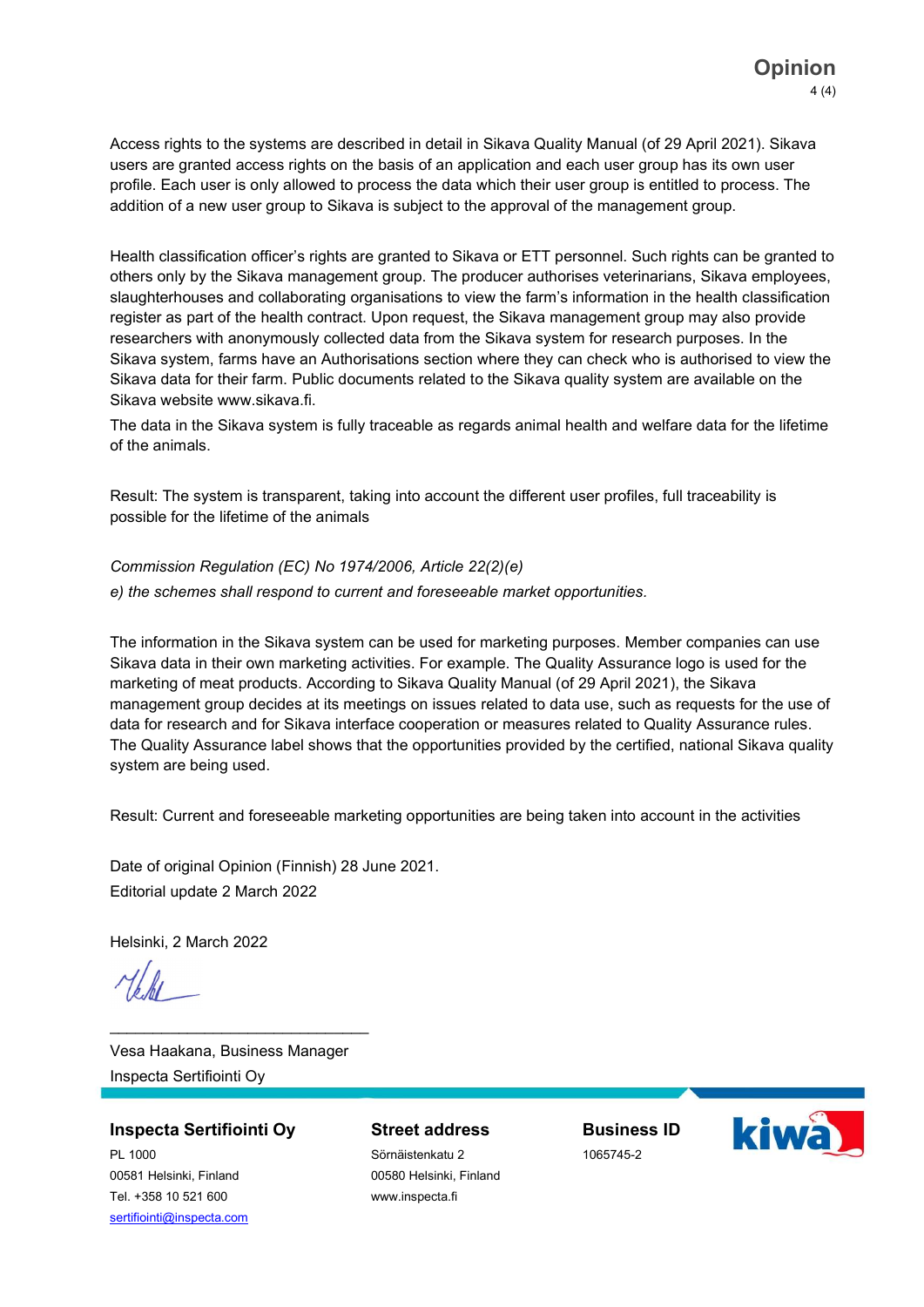Access rights to the systems are described in detail in Sikava Quality Manual (of 29 April 2021). Sikava users are granted access rights on the basis of an application and each user group has its own user profile. Each user is only allowed to process the data which their user group is entitled to process. The addition of a new user group to Sikava is subject to the approval of the management group.

Health classification officer's rights are granted to Sikava or ETT personnel. Such rights can be granted to others only by the Sikava management group. The producer authorises veterinarians, Sikava employees, slaughterhouses and collaborating organisations to view the farm's information in the health classification register as part of the health contract. Upon request, the Sikava management group may also provide researchers with anonymously collected data from the Sikava system for research purposes. In the Sikava system, farms have an Authorisations section where they can check who is authorised to view the Sikava data for their farm. Public documents related to the Sikava quality system are available on the Sikava website www.sikava.fi.

The data in the Sikava system is fully traceable as regards animal health and welfare data for the lifetime of the animals.

Result: The system is transparent, taking into account the different user profiles, full traceability is possible for the lifetime of the animals

*Commission Regulation (EC) No 1974/2006, Article 22(2)(e)*

*e) the schemes shall respond to current and foreseeable market opportunities.*

The information in the Sikava system can be used for marketing purposes. Member companies can use Sikava data in their own marketing activities. For example. The Quality Assurance logo is used for the marketing of meat products. According to Sikava Quality Manual (of 29 April 2021), the Sikava management group decides at its meetings on issues related to data use, such as requests for the use of data for research and for Sikava interface cooperation or measures related to Quality Assurance rules. The Quality Assurance label shows that the opportunities provided by the certified, national Sikava quality system are being used.

Result: Current and foreseeable marketing opportunities are being taken into account in the activities

Date of original Opinion (Finnish) 28 June 2021.
Editorial update 2 March 2022

Helsinki, 2 March 2022

\_\_\_\_\_\_\_\_\_\_\_\_\_\_\_\_\_\_\_\_\_\_\_\_\_\_\_\_\_\_

Vesa Haakana, Business Manager
Inspecta Sertifiointi Oy

**Inspecta Sertifiointi Oy**
PL 1000
00581 Helsinki, Finland
Tel. +358 10 521 600
sertifiointi@inspecta.com

**Street address**
Sörnäistenkatu 2
00580 Helsinki, Finland
www.inspecta.fi

**Business ID**
1065745-2